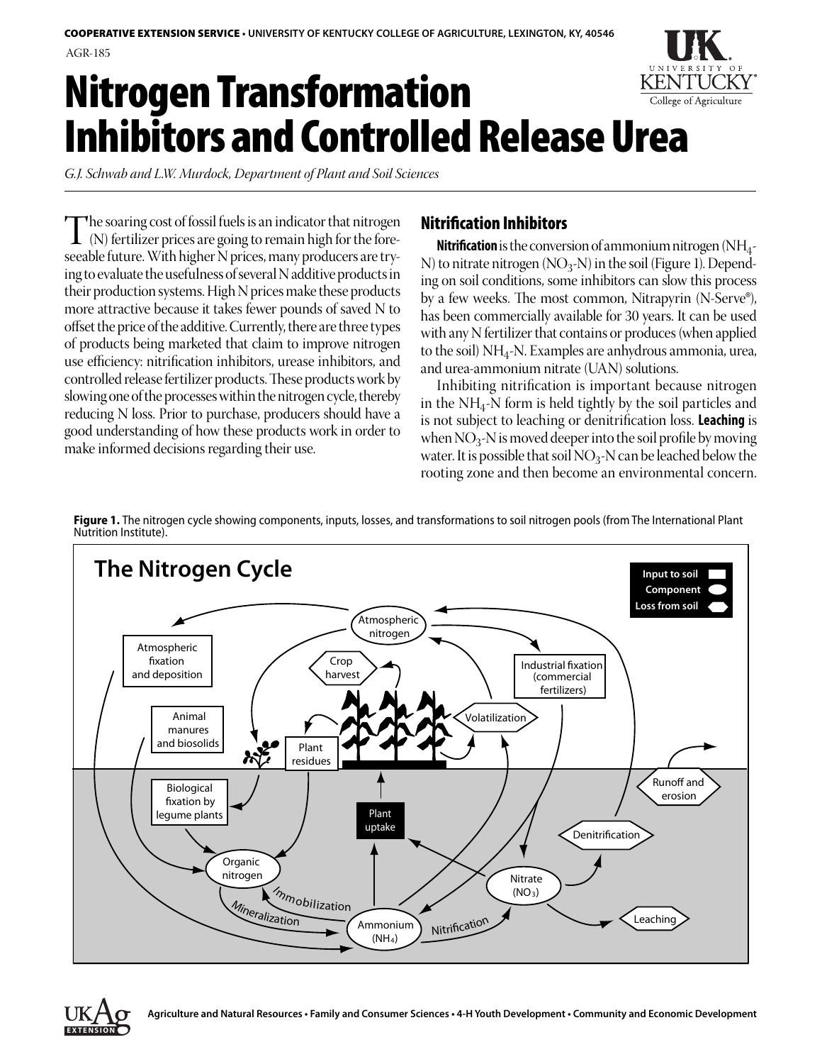COOPERATIVE EXTENSION SERVICE • UNIVERSITY OF KENTUCKY COLLEGE OF AGRICULTURE, LEXINGTON, KY, 40546

AGR-185

# Nitrogen Transformation Inhibitors and Controlled Release Urea

*G.J. Schwab and L.W. Murdock, Department of Plant and Soil Sciences*

The soaring cost of fossil fuels is an indicator that nitrogen (N) fertilizer prices are going to remain high for the foreseeable future. With higher N prices, many producers are trying to evaluate the usefulness of several N additive products in their production systems. High N prices make these products more attractive because it takes fewer pounds of saved N to offset the price of the additive. Currently, there are three types of products being marketed that claim to improve nitrogen use efficiency: nitrification inhibitors, urease inhibitors, and controlled release fertilizer products. These products work by slowing one of the processes within the nitrogen cycle, thereby reducing N loss. Prior to purchase, producers should have a good understanding of how these products work in order to make informed decisions regarding their use.

## Nitrification Inhibitors

**Nitrification** is the conversion of ammonium nitrogen ($NH_4$-N) to nitrate nitrogen ($NO_3$-N) in the soil (Figure 1). Depending on soil conditions, some inhibitors can slow this process by a few weeks. The most common, Nitrapyrin (N-Serve®), has been commercially available for 30 years. It can be used with any N fertilizer that contains or produces (when applied to the soil) $NH_4$-N. Examples are anhydrous ammonia, urea, and urea-ammonium nitrate (UAN) solutions.

Inhibiting nitrification is important because nitrogen in the $NH_4$-N form is held tightly by the soil particles and is not subject to leaching or denitrification loss. **Leaching** is when $NO_3$-N is moved deeper into the soil profile by moving water. It is possible that soil $NO_3$-N can be leached below the rooting zone and then become an environmental concern.

**Figure 1.** The nitrogen cycle showing components, inputs, losses, and transformations to soil nitrogen pools (from The International Plant Nutrition Institute).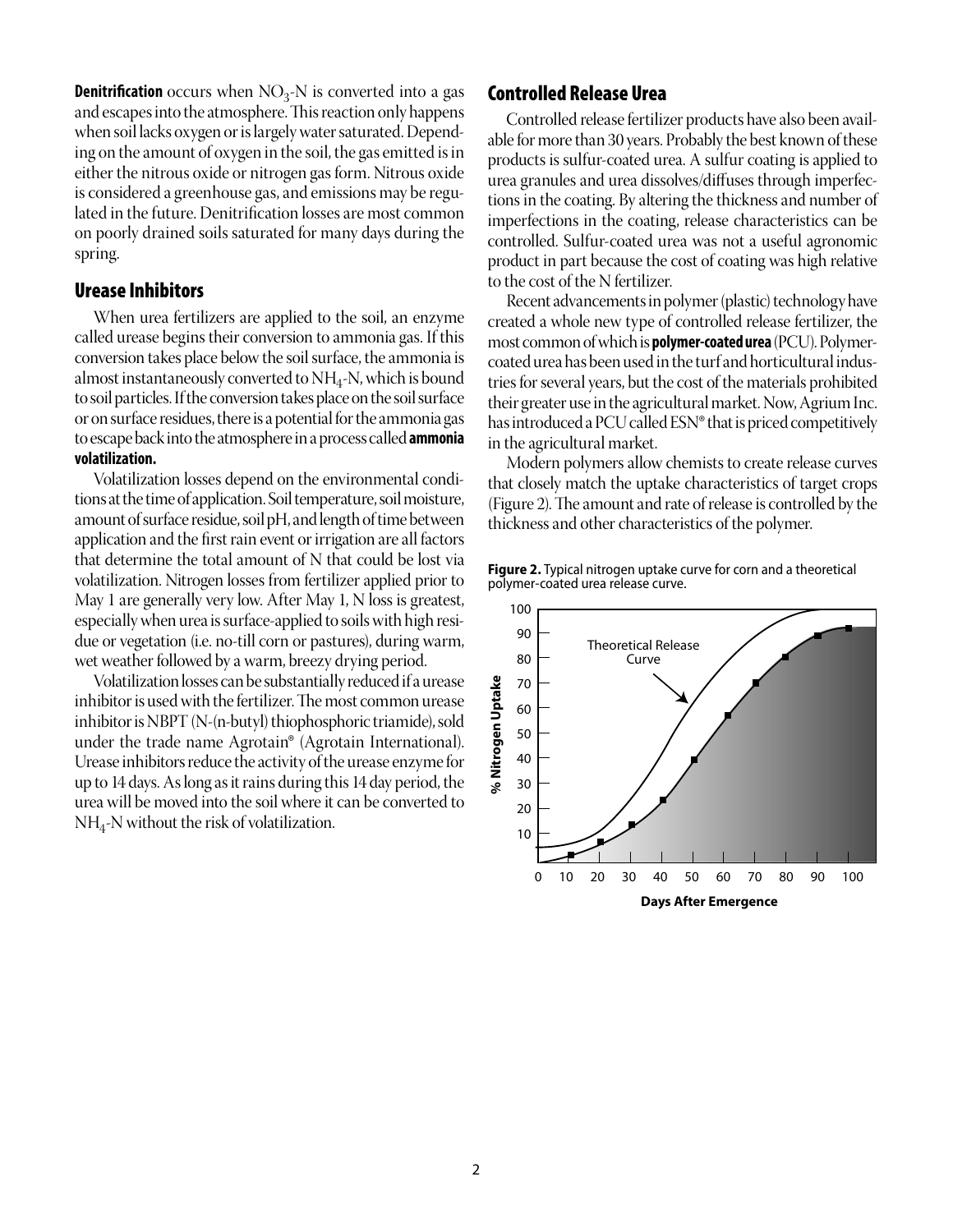**Denitrification** occurs when $NO_3$-N is converted into a gas and escapes into the atmosphere. This reaction only happens when soil lacks oxygen or is largely water saturated. Depending on the amount of oxygen in the soil, the gas emitted is in either the nitrous oxide or nitrogen gas form. Nitrous oxide is considered a greenhouse gas, and emissions may be regulated in the future. Denitrification losses are most common on poorly drained soils saturated for many days during the spring.

## Urease Inhibitors

When urea fertilizers are applied to the soil, an enzyme called urease begins their conversion to ammonia gas. If this conversion takes place below the soil surface, the ammonia is almost instantaneously converted to $NH_4$-N, which is bound to soil particles. If the conversion takes place on the soil surface or on surface residues, there is a potential for the ammonia gas to escape back into the atmosphere in a process called **ammonia volatilization.**

Volatilization losses depend on the environmental conditions at the time of application. Soil temperature, soil moisture, amount of surface residue, soil pH, and length of time between application and the first rain event or irrigation are all factors that determine the total amount of N that could be lost via volatilization. Nitrogen losses from fertilizer applied prior to May 1 are generally very low. After May 1, N loss is greatest, especially when urea is surface-applied to soils with high residue or vegetation (i.e. no-till corn or pastures), during warm, wet weather followed by a warm, breezy drying period.

Volatilization losses can be substantially reduced if a urease inhibitor is used with the fertilizer. The most common urease inhibitor is NBPT (N-(n-butyl) thiophosphoric triamide), sold under the trade name Agrotain® (Agrotain International). Urease inhibitors reduce the activity of the urease enzyme for up to 14 days. As long as it rains during this 14 day period, the urea will be moved into the soil where it can be converted to $NH_4$-N without the risk of volatilization.

## Controlled Release Urea

Controlled release fertilizer products have also been available for more than 30 years. Probably the best known of these products is sulfur-coated urea. A sulfur coating is applied to urea granules and urea dissolves/diffuses through imperfections in the coating. By altering the thickness and number of imperfections in the coating, release characteristics can be controlled. Sulfur-coated urea was not a useful agronomic product in part because the cost of coating was high relative to the cost of the N fertilizer.

Recent advancements in polymer (plastic) technology have created a whole new type of controlled release fertilizer, the most common of which is **polymer-coated urea** (PCU). Polymer-coated urea has been used in the turf and horticultural industries for several years, but the cost of the materials prohibited their greater use in the agricultural market. Now, Agrium Inc. has introduced a PCU called ESN® that is priced competitively in the agricultural market.

Modern polymers allow chemists to create release curves that closely match the uptake characteristics of target crops (Figure 2). The amount and rate of release is controlled by the thickness and other characteristics of the polymer.

**Figure 2.** Typical nitrogen uptake curve for corn and a theoretical polymer-coated urea release curve.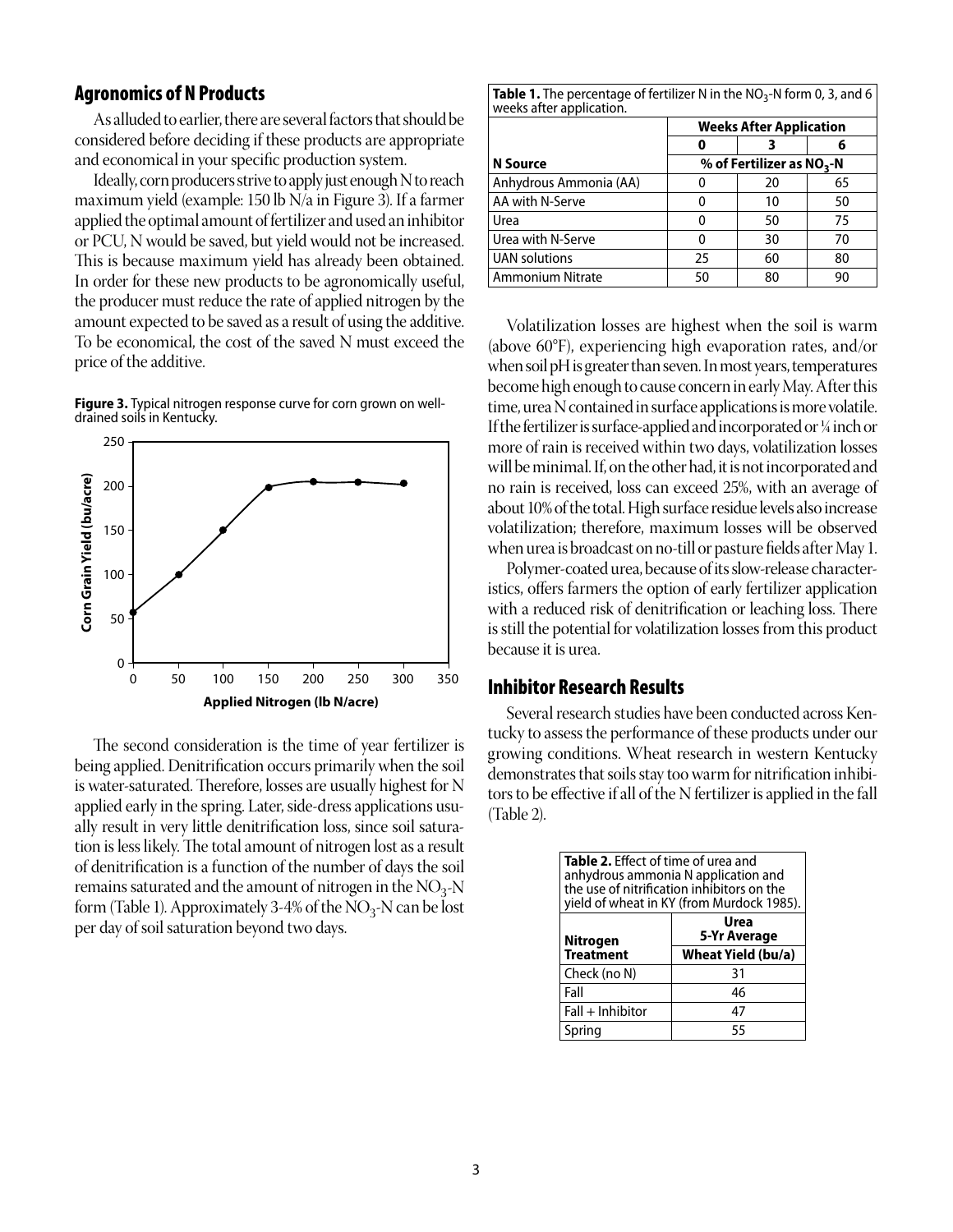## Agronomics of N Products

As alluded to earlier, there are several factors that should be considered before deciding if these products are appropriate and economical in your specific production system.

Ideally, corn producers strive to apply just enough N to reach maximum yield (example: 150 lb N/a in Figure 3). If a farmer applied the optimal amount of fertilizer and used an inhibitor or PCU, N would be saved, but yield would not be increased. This is because maximum yield has already been obtained. In order for these new products to be agronomically useful, the producer must reduce the rate of applied nitrogen by the amount expected to be saved as a result of using the additive. To be economical, the cost of the saved N must exceed the price of the additive.

**Figure 3.** Typical nitrogen response curve for corn grown on well-drained soils in Kentucky.

The second consideration is the time of year fertilizer is being applied. Denitrification occurs primarily when the soil is water-saturated. Therefore, losses are usually highest for N applied early in the spring. Later, side-dress applications usually result in very little denitrification loss, since soil saturation is less likely. The total amount of nitrogen lost as a result of denitrification is a function of the number of days the soil remains saturated and the amount of nitrogen in the $NO_3$-N form (Table 1). Approximately 3-4% of the $NO_3$-N can be lost per day of soil saturation beyond two days.

**Table 1.** The percentage of fertilizer N in the $NO_3$-N form 0, 3, and 6 weeks after application.

| N Source | Weeks After Application | | |
|---|---|---|---|
| | 0 | 3 | 6 |
| | % of Fertilizer as $NO_3$-N | | |
| Anhydrous Ammonia (AA) | 0 | 20 | 65 |
| AA with N-Serve | 0 | 10 | 50 |
| Urea | 0 | 50 | 75 |
| Urea with N-Serve | 0 | 30 | 70 |
| UAN solutions | 25 | 60 | 80 |
| Ammonium Nitrate | 50 | 80 | 90 |

Volatilization losses are highest when the soil is warm (above 60°F), experiencing high evaporation rates, and/or when soil pH is greater than seven. In most years, temperatures become high enough to cause concern in early May. After this time, urea N contained in surface applications is more volatile. If the fertilizer is surface-applied and incorporated or ¼ inch or more of rain is received within two days, volatilization losses will be minimal. If, on the other had, it is not incorporated and no rain is received, loss can exceed 25%, with an average of about 10% of the total. High surface residue levels also increase volatilization; therefore, maximum losses will be observed when urea is broadcast on no-till or pasture fields after May 1.

Polymer-coated urea, because of its slow-release characteristics, offers farmers the option of early fertilizer application with a reduced risk of denitrification or leaching loss. There is still the potential for volatilization losses from this product because it is urea.

## Inhibitor Research Results

Several research studies have been conducted across Kentucky to assess the performance of these products under our growing conditions. Wheat research in western Kentucky demonstrates that soils stay too warm for nitrification inhibitors to be effective if all of the N fertilizer is applied in the fall (Table 2).

**Table 2.** Effect of time of urea and anhydrous ammonia N application and the use of nitrification inhibitors on the yield of wheat in KY (from Murdock 1985).

| Nitrogen Treatment | Urea 5-Yr Average |
|---|---|
| | Wheat Yield (bu/a) |
| Check (no N) | 31 |
| Fall | 46 |
| Fall + Inhibitor | 47 |
| Spring | 55 |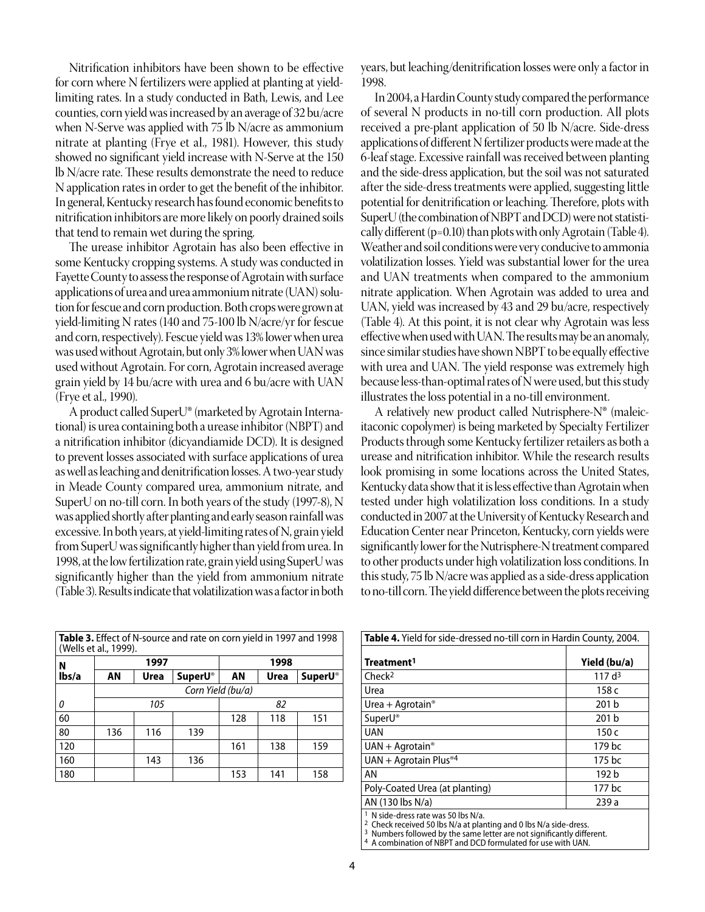Nitrification inhibitors have been shown to be effective for corn where N fertilizers were applied at planting at yield-limiting rates. In a study conducted in Bath, Lewis, and Lee counties, corn yield was increased by an average of 32 bu/acre when N-Serve was applied with 75 lb N/acre as ammonium nitrate at planting (Frye et al., 1981). However, this study showed no significant yield increase with N-Serve at the 150 lb N/acre rate. These results demonstrate the need to reduce N application rates in order to get the benefit of the inhibitor. In general, Kentucky research has found economic benefits to nitrification inhibitors are more likely on poorly drained soils that tend to remain wet during the spring.

The urease inhibitor Agrotain has also been effective in some Kentucky cropping systems. A study was conducted in Fayette County to assess the response of Agrotain with surface applications of urea and urea ammonium nitrate (UAN) solution for fescue and corn production. Both crops were grown at yield-limiting N rates (140 and 75-100 lb N/acre/yr for fescue and corn, respectively). Fescue yield was 13% lower when urea was used without Agrotain, but only 3% lower when UAN was used without Agrotain. For corn, Agrotain increased average grain yield by 14 bu/acre with urea and 6 bu/acre with UAN (Frye et al., 1990).

A product called SuperU® (marketed by Agrotain International) is urea containing both a urease inhibitor (NBPT) and a nitrification inhibitor (dicyandiamide DCD). It is designed to prevent losses associated with surface applications of urea as well as leaching and denitrification losses. A two-year study in Meade County compared urea, ammonium nitrate, and SuperU on no-till corn. In both years of the study (1997-8), N was applied shortly after planting and early season rainfall was excessive. In both years, at yield-limiting rates of N, grain yield from SuperU was significantly higher than yield from urea. In 1998, at the low fertilization rate, grain yield using SuperU was significantly higher than the yield from ammonium nitrate (Table 3). Results indicate that volatilization was a factor in both years, but leaching/denitrification losses were only a factor in 1998.

In 2004, a Hardin County study compared the performance of several N products in no-till corn production. All plots received a pre-plant application of 50 lb N/acre. Side-dress applications of different N fertilizer products were made at the 6-leaf stage. Excessive rainfall was received between planting and the side-dress application, but the soil was not saturated after the side-dress treatments were applied, suggesting little potential for denitrification or leaching. Therefore, plots with SuperU (the combination of NBPT and DCD) were not statistically different ($p=0.10$) than plots with only Agrotain (Table 4). Weather and soil conditions were very conducive to ammonia volatilization losses. Yield was substantial lower for the urea and UAN treatments when compared to the ammonium nitrate application. When Agrotain was added to urea and UAN, yield was increased by 43 and 29 bu/acre, respectively (Table 4). At this point, it is not clear why Agrotain was less effective when used with UAN. The results may be an anomaly, since similar studies have shown NBPT to be equally effective with urea and UAN. The yield response was extremely high because less-than-optimal rates of N were used, but this study illustrates the loss potential in a no-till environment.

A relatively new product called Nutrisphere-N® (maleic-itaconic copolymer) is being marketed by Specialty Fertilizer Products through some Kentucky fertilizer retailers as both a urease and nitrification inhibitor. While the research results look promising in some locations across the United States, Kentucky data show that it is less effective than Agrotain when tested under high volatilization loss conditions. In a study conducted in 2007 at the University of Kentucky Research and Education Center near Princeton, Kentucky, corn yields were significantly lower for the Nutrisphere-N treatment compared to other products under high volatilization loss conditions. In this study, 75 lb N/acre was applied as a side-dress application to no-till corn. The yield difference between the plots receiving

**Table 3.** Effect of N-source and rate on corn yield in 1997 and 1998 (Wells et al., 1999).

| N | 1997 | | | 1998 | | |
|---|---|---|---|---|---|---|
| lbs/a | AN | Urea | SuperU® | AN | Urea | SuperU® |
| | *Corn Yield (bu/a)* | | | | | |
| *0* | | *105* | | | *82* | |
| 60 | | | | 128 | 118 | 151 |
| 80 | 136 | 116 | 139 | | | |
| 120 | | | | 161 | 138 | 159 |
| 160 | | 143 | 136 | | | |
| 180 | | | | 153 | 141 | 158 |

**Table 4.** Yield for side-dressed no-till corn in Hardin County, 2004.

| Treatment[1] | Yield (bu/a) |
|---|---|
| Check[2] | 117 d[3] |
| Urea | 158 c |
| Urea + Agrotain® | 201 b |
| SuperU® | 201 b |
| UAN | 150 c |
| UAN + Agrotain® | 179 bc |
| UAN + Agrotain Plus®[4] | 175 bc |
| AN | 192 b |
| Poly-Coated Urea (at planting) | 177 bc |
| AN (130 lbs N/a) | 239 a |

[1] N side-dress rate was 50 lbs N/a.
[2] Check received 50 lbs N/a at planting and 0 lbs N/a side-dress.
[3] Numbers followed by the same letter are not significantly different.
[4] A combination of NBPT and DCD formulated for use with UAN.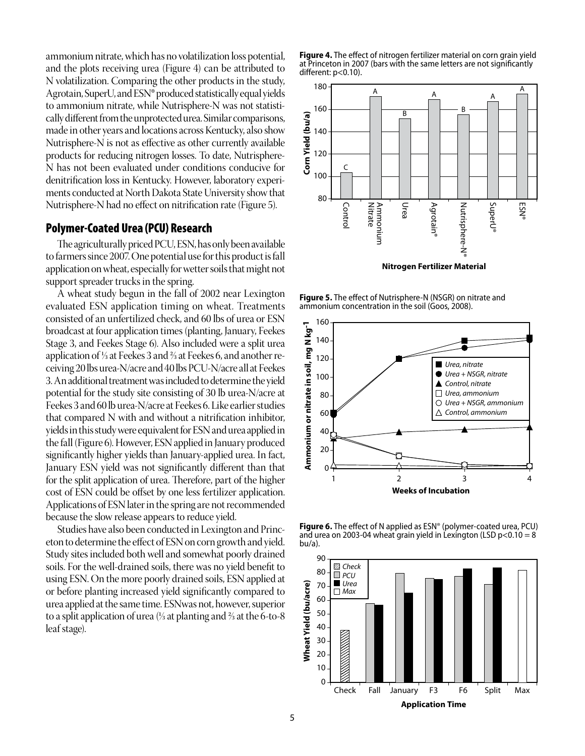ammonium nitrate, which has no volatilization loss potential, and the plots receiving urea (Figure 4) can be attributed to N volatilization. Comparing the other products in the study, Agrotain, SuperU, and ESN® produced statistically equal yields to ammonium nitrate, while Nutrisphere-N was not statistically different from the unprotected urea. Similar comparisons, made in other years and locations across Kentucky, also show Nutrisphere-N is not as effective as other currently available products for reducing nitrogen losses. To date, Nutrisphere-N has not been evaluated under conditions conducive for denitrification loss in Kentucky. However, laboratory experiments conducted at North Dakota State University show that Nutrisphere-N had no effect on nitrification rate (Figure 5).

## Polymer-Coated Urea (PCU) Research

The agriculturally priced PCU, ESN, has only been available to farmers since 2007. One potential use for this product is fall application on wheat, especially for wetter soils that might not support spreader trucks in the spring.

A wheat study begun in the fall of 2002 near Lexington evaluated ESN application timing on wheat. Treatments consisted of an unfertilized check, and 60 lbs of urea or ESN broadcast at four application times (planting, January, Feekes Stage 3, and Feekes Stage 6). Also included were a split urea application of ⅓ at Feekes 3 and ⅔ at Feekes 6, and another receiving 20 lbs urea-N/acre and 40 lbs PCU-N/acre all at Feekes 3. An additional treatment was included to determine the yield potential for the study site consisting of 30 lb urea-N/acre at Feekes 3 and 60 lb urea-N/acre at Feekes 6. Like earlier studies that compared N with and without a nitrification inhibitor, yields in this study were equivalent for ESN and urea applied in the fall (Figure 6). However, ESN applied in January produced significantly higher yields than January-applied urea. In fact, January ESN yield was not significantly different than that for the split application of urea. Therefore, part of the higher cost of ESN could be offset by one less fertilizer application. Applications of ESN later in the spring are not recommended because the slow release appears to reduce yield.

Studies have also been conducted in Lexington and Princeton to determine the effect of ESN on corn growth and yield. Study sites included both well and somewhat poorly drained soils. For the well-drained soils, there was no yield benefit to using ESN. On the more poorly drained soils, ESN applied at or before planting increased yield significantly compared to urea applied at the same time. ESN was not, however, superior to a split application of urea (⅓ at planting and ⅔ at the 6-to-8 leaf stage).

**Figure 4.** The effect of nitrogen fertilizer material on corn grain yield at Princeton in 2007 (bars with the same letters are not significantly different: $p<0.10$).

**Figure 5.** The effect of Nutrisphere-N (NSGR) on nitrate and ammonium concentration in the soil (Goos, 2008).

**Figure 6.** The effect of N applied as ESN® (polymer-coated urea, PCU) and urea on 2003-04 wheat grain yield in Lexington (LSD $p<0.10 = 8$ bu/a).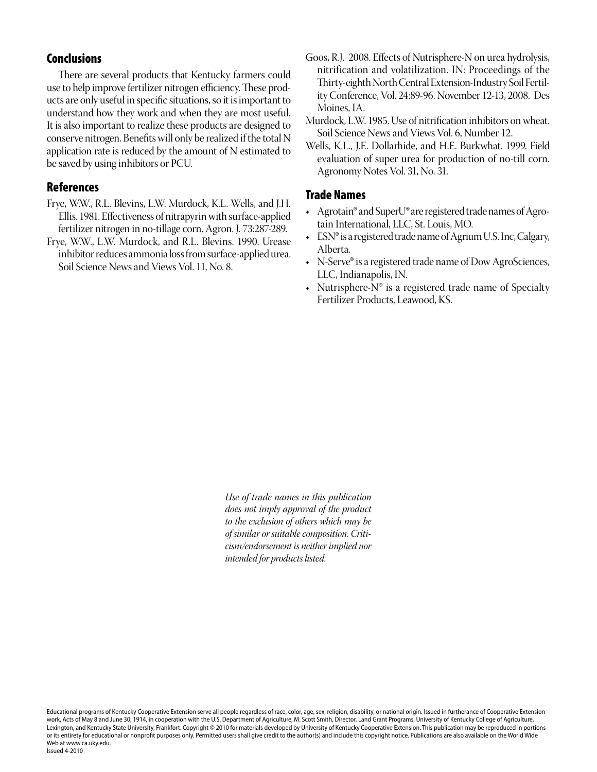## Conclusions

There are several products that Kentucky farmers could use to help improve fertilizer nitrogen efficiency. These products are only useful in specific situations, so it is important to understand how they work and when they are most useful. It is also important to realize these products are designed to conserve nitrogen. Benefits will only be realized if the total N application rate is reduced by the amount of N estimated to be saved by using inhibitors or PCU.

## References

Frye, W.W., R.L. Blevins, L.W. Murdock, K.L. Wells, and J.H. Ellis. 1981. Effectiveness of nitrapyrin with surface-applied fertilizer nitrogen in no-tillage corn. Agron. J. 73:287-289.

Frye, W.W., L.W. Murdock, and R.L. Blevins. 1990. Urease inhibitor reduces ammonia loss from surface-applied urea. Soil Science News and Views Vol. 11, No. 8.

Goos, R.J. 2008. Effects of Nutrisphere-N on urea hydrolysis, nitrification and volatilization. IN: Proceedings of the Thirty-eighth North Central Extension-Industry Soil Fertility Conference, Vol. 24:89-96. November 12-13, 2008. Des Moines, IA.

Murdock, L.W. 1985. Use of nitrification inhibitors on wheat. Soil Science News and Views Vol. 6, Number 12.

Wells, K.L., J.E. Dollarhide, and H.E. Burkwhat. 1999. Field evaluation of super urea for production of no-till corn. Agronomy Notes Vol. 31, No. 31.

## Trade Names

- Agrotain® and SuperU® are registered trade names of Agrotain International, LLC, St. Louis, MO.
- ESN® is a registered trade name of Agrium U.S. Inc, Calgary, Alberta.
- N-Serve® is a registered trade name of Dow AgroSciences, LLC, Indianapolis, IN.
- Nutrisphere-N® is a registered trade name of Specialty Fertilizer Products, Leawood, KS.

*Use of trade names in this publication does not imply approval of the product to the exclusion of others which may be of similar or suitable composition. Criticism/endorsement is neither implied nor intended for products listed.*

Educational programs of Kentucky Cooperative Extension serve all people regardless of race, color, age, sex, religion, disability, or national origin. Issued in furtherance of Cooperative Extension work, Acts of May 8 and June 30, 1914, in cooperation with the U.S. Department of Agriculture, M. Scott Smith, Director, Land Grant Programs, University of Kentucky College of Agriculture, Lexington, and Kentucky State University, Frankfort. Copyright © 2010 for materials developed by University of Kentucky Cooperative Extension. This publication may be reproduced in portions or its entirety for educational or nonprofit purposes only. Permitted users shall give credit to the author(s) and include this copyright notice. Publications are also available on the World Wide Web at www.ca.uky.edu.
Issued 4-2010